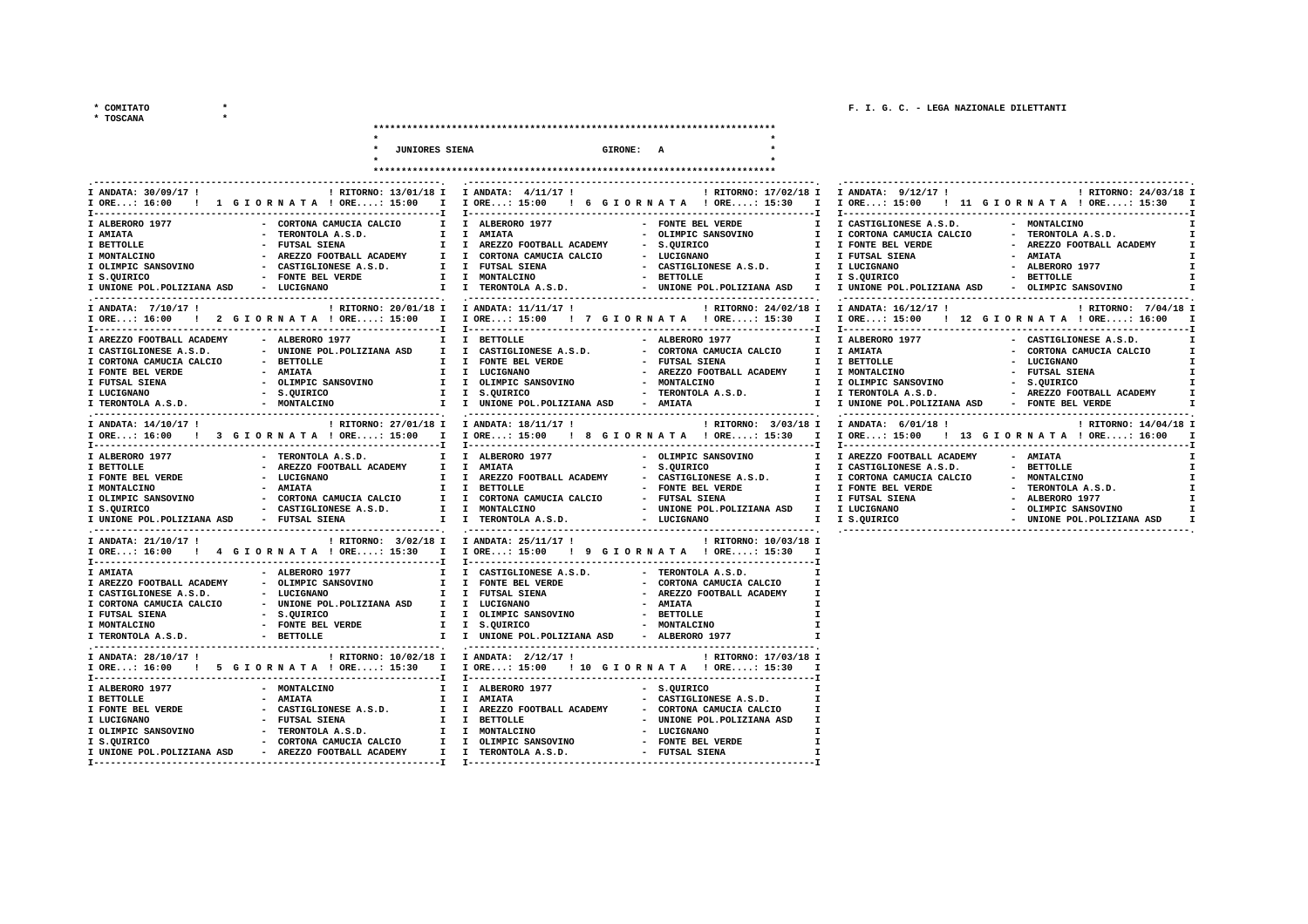\* COMITATO \*
\* TOSCANA \*

F. I. G. C. - LEGA NAZIONALE DILETTANTI

**JUNIORES SIENA — GIRONE: A**

### 1 GIORNATA — ANDATA: 30/09/17 ORE: 16:00 — RITORNO: 13/01/18 ORE: 15:00

| Casa | Ospite |
|---|---|
| ALBERORO 1977 | CORTONA CAMUCIA CALCIO |
| AMIATA | TERONTOLA A.S.D. |
| BETTOLLE | FUTSAL SIENA |
| MONTALCINO | AREZZO FOOTBALL ACADEMY |
| OLIMPIC SANSOVINO | CASTIGLIONESE A.S.D. |
| S.QUIRICO | FONTE BEL VERDE |
| UNIONE POL.POLIZIANA ASD | LUCIGNANO |

### 2 GIORNATA — ANDATA: 7/10/17 ORE: 16:00 — RITORNO: 20/01/18 ORE: 15:00

| Casa | Ospite |
|---|---|
| AREZZO FOOTBALL ACADEMY | ALBERORO 1977 |
| CASTIGLIONESE A.S.D. | UNIONE POL.POLIZIANA ASD |
| CORTONA CAMUCIA CALCIO | BETTOLLE |
| FONTE BEL VERDE | AMIATA |
| FUTSAL SIENA | OLIMPIC SANSOVINO |
| LUCIGNANO | S.QUIRICO |
| TERONTOLA A.S.D. | MONTALCINO |

### 3 GIORNATA — ANDATA: 14/10/17 ORE: 16:00 — RITORNO: 27/01/18 ORE: 15:00

| Casa | Ospite |
|---|---|
| ALBERORO 1977 | TERONTOLA A.S.D. |
| BETTOLLE | AREZZO FOOTBALL ACADEMY |
| FONTE BEL VERDE | LUCIGNANO |
| MONTALCINO | AMIATA |
| OLIMPIC SANSOVINO | CORTONA CAMUCIA CALCIO |
| S.QUIRICO | CASTIGLIONESE A.S.D. |
| UNIONE POL.POLIZIANA ASD | FUTSAL SIENA |

### 4 GIORNATA — ANDATA: 21/10/17 ORE: 16:00 — RITORNO: 3/02/18 ORE: 15:30

| Casa | Ospite |
|---|---|
| AMIATA | ALBERORO 1977 |
| AREZZO FOOTBALL ACADEMY | OLIMPIC SANSOVINO |
| CASTIGLIONESE A.S.D. | LUCIGNANO |
| CORTONA CAMUCIA CALCIO | UNIONE POL.POLIZIANA ASD |
| FUTSAL SIENA | S.QUIRICO |
| MONTALCINO | FONTE BEL VERDE |
| TERONTOLA A.S.D. | BETTOLLE |

### 5 GIORNATA — ANDATA: 28/10/17 ORE: 16:00 — RITORNO: 10/02/18 ORE: 15:30

| Casa | Ospite |
|---|---|
| ALBERORO 1977 | MONTALCINO |
| BETTOLLE | AMIATA |
| FONTE BEL VERDE | CASTIGLIONESE A.S.D. |
| LUCIGNANO | FUTSAL SIENA |
| OLIMPIC SANSOVINO | TERONTOLA A.S.D. |
| S.QUIRICO | CORTONA CAMUCIA CALCIO |
| UNIONE POL.POLIZIANA ASD | AREZZO FOOTBALL ACADEMY |

### 6 GIORNATA — ANDATA: 4/11/17 ORE: 15:00 — RITORNO: 17/02/18 ORE: 15:30

| Casa | Ospite |
|---|---|
| ALBERORO 1977 | FONTE BEL VERDE |
| AMIATA | OLIMPIC SANSOVINO |
| AREZZO FOOTBALL ACADEMY | S.QUIRICO |
| CORTONA CAMUCIA CALCIO | LUCIGNANO |
| FUTSAL SIENA | CASTIGLIONESE A.S.D. |
| MONTALCINO | BETTOLLE |
| TERONTOLA A.S.D. | UNIONE POL.POLIZIANA ASD |

### 7 GIORNATA — ANDATA: 11/11/17 ORE: 15:00 — RITORNO: 24/02/18 ORE: 15:30

| Casa | Ospite |
|---|---|
| BETTOLLE | ALBERORO 1977 |
| CASTIGLIONESE A.S.D. | CORTONA CAMUCIA CALCIO |
| FONTE BEL VERDE | FUTSAL SIENA |
| LUCIGNANO | AREZZO FOOTBALL ACADEMY |
| OLIMPIC SANSOVINO | MONTALCINO |
| S.QUIRICO | TERONTOLA A.S.D. |
| UNIONE POL.POLIZIANA ASD | AMIATA |

### 8 GIORNATA — ANDATA: 18/11/17 ORE: 15:00 — RITORNO: 3/03/18 ORE: 15:30

| Casa | Ospite |
|---|---|
| ALBERORO 1977 | OLIMPIC SANSOVINO |
| AMIATA | S.QUIRICO |
| AREZZO FOOTBALL ACADEMY | CASTIGLIONESE A.S.D. |
| BETTOLLE | FONTE BEL VERDE |
| CORTONA CAMUCIA CALCIO | FUTSAL SIENA |
| MONTALCINO | UNIONE POL.POLIZIANA ASD |
| TERONTOLA A.S.D. | LUCIGNANO |

### 9 GIORNATA — ANDATA: 25/11/17 ORE: 15:00 — RITORNO: 10/03/18 ORE: 15:30

| Casa | Ospite |
|---|---|
| CASTIGLIONESE A.S.D. | TERONTOLA A.S.D. |
| FONTE BEL VERDE | CORTONA CAMUCIA CALCIO |
| FUTSAL SIENA | AREZZO FOOTBALL ACADEMY |
| LUCIGNANO | AMIATA |
| OLIMPIC SANSOVINO | BETTOLLE |
| S.QUIRICO | MONTALCINO |
| UNIONE POL.POLIZIANA ASD | ALBERORO 1977 |

### 10 GIORNATA — ANDATA: 2/12/17 ORE: 15:00 — RITORNO: 17/03/18 ORE: 15:30

| Casa | Ospite |
|---|---|
| ALBERORO 1977 | S.QUIRICO |
| AMIATA | CASTIGLIONESE A.S.D. |
| AREZZO FOOTBALL ACADEMY | CORTONA CAMUCIA CALCIO |
| BETTOLLE | UNIONE POL.POLIZIANA ASD |
| MONTALCINO | LUCIGNANO |
| OLIMPIC SANSOVINO | FONTE BEL VERDE |
| TERONTOLA A.S.D. | FUTSAL SIENA |

### 11 GIORNATA — ANDATA: 9/12/17 ORE: 15:00 — RITORNO: 24/03/18 ORE: 15:30

| Casa | Ospite |
|---|---|
| CASTIGLIONESE A.S.D. | MONTALCINO |
| CORTONA CAMUCIA CALCIO | TERONTOLA A.S.D. |
| FONTE BEL VERDE | AREZZO FOOTBALL ACADEMY |
| FUTSAL SIENA | AMIATA |
| LUCIGNANO | ALBERORO 1977 |
| S.QUIRICO | BETTOLLE |
| UNIONE POL.POLIZIANA ASD | OLIMPIC SANSOVINO |

### 12 GIORNATA — ANDATA: 16/12/17 ORE: 15:00 — RITORNO: 7/04/18 ORE: 16:00

| Casa | Ospite |
|---|---|
| ALBERORO 1977 | CASTIGLIONESE A.S.D. |
| AMIATA | CORTONA CAMUCIA CALCIO |
| BETTOLLE | LUCIGNANO |
| MONTALCINO | FUTSAL SIENA |
| OLIMPIC SANSOVINO | S.QUIRICO |
| TERONTOLA A.S.D. | AREZZO FOOTBALL ACADEMY |
| UNIONE POL.POLIZIANA ASD | FONTE BEL VERDE |

### 13 GIORNATA — ANDATA: 6/01/18 ORE: 15:00 — RITORNO: 14/04/18 ORE: 16:00

| Casa | Ospite |
|---|---|
| AREZZO FOOTBALL ACADEMY | AMIATA |
| CASTIGLIONESE A.S.D. | BETTOLLE |
| CORTONA CAMUCIA CALCIO | MONTALCINO |
| FONTE BEL VERDE | TERONTOLA A.S.D. |
| FUTSAL SIENA | ALBERORO 1977 |
| LUCIGNANO | OLIMPIC SANSOVINO |
| S.QUIRICO | UNIONE POL.POLIZIANA ASD |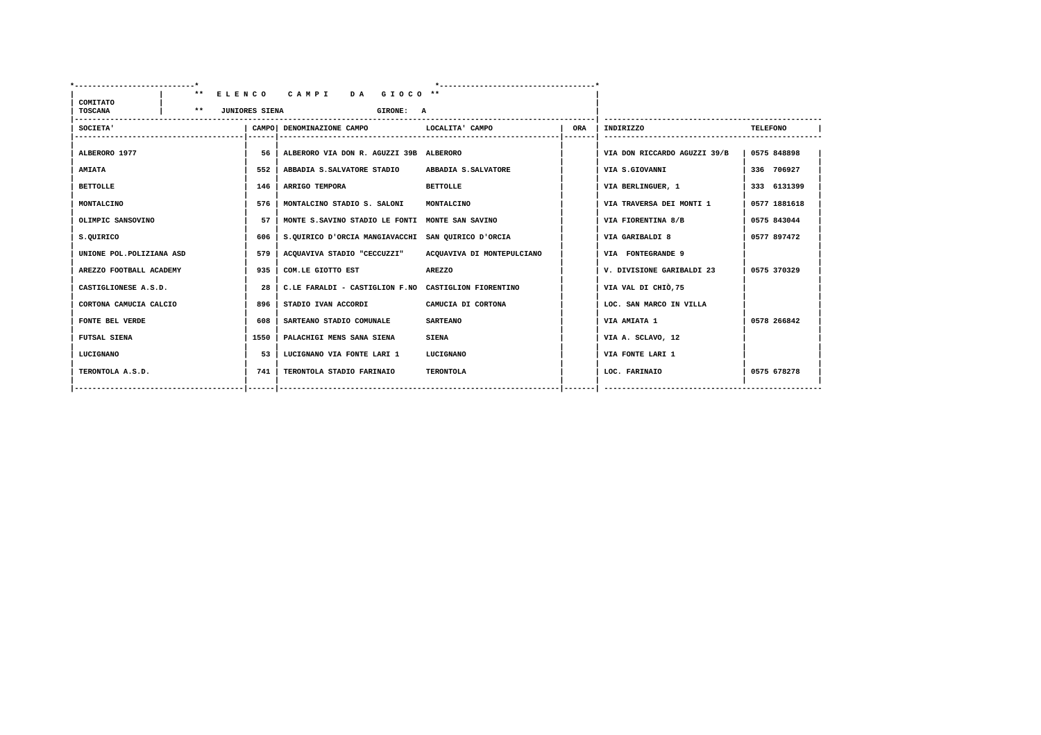**COMITATO TOSCANA**

**\*\* E L E N C O   C A M P I   D A   G I O C O \*\***

**\*\* JUNIORES SIENA   GIRONE: A**

| SOCIETA' | CAMPO | DENOMINAZIONE CAMPO | LOCALITA' CAMPO | ORA | INDIRIZZO | TELEFONO |
|---|---|---|---|---|---|---|
| ALBERORO 1977 | 56 | ALBERORO VIA DON R. AGUZZI 39B | ALBERORO | | VIA DON RICCARDO AGUZZI 39/B | 0575 848898 |
| AMIATA | 552 | ABBADIA S.SALVATORE STADIO | ABBADIA S.SALVATORE | | VIA S.GIOVANNI | 336 706927 |
| BETTOLLE | 146 | ARRIGO TEMPORA | BETTOLLE | | VIA BERLINGUER, 1 | 333 6131399 |
| MONTALCINO | 576 | MONTALCINO STADIO S. SALONI | MONTALCINO | | VIA TRAVERSA DEI MONTI 1 | 0577 1881618 |
| OLIMPIC SANSOVINO | 57 | MONTE S.SAVINO STADIO LE FONTI | MONTE SAN SAVINO | | VIA FIORENTINA 8/B | 0575 843044 |
| S.QUIRICO | 606 | S.QUIRICO D'ORCIA MANGIAVACCHI | SAN QUIRICO D'ORCIA | | VIA GARIBALDI 8 | 0577 897472 |
| UNIONE POL.POLIZIANA ASD | 579 | ACQUAVIVA STADIO "CECCUZZI" | ACQUAVIVA DI MONTEPULCIANO | | VIA FONTEGRANDE 9 | |
| AREZZO FOOTBALL ACADEMY | 935 | COM.LE GIOTTO EST | AREZZO | | V. DIVISIONE GARIBALDI 23 | 0575 370329 |
| CASTIGLIONESE A.S.D. | 28 | C.LE FARALDI - CASTIGLION F.NO | CASTIGLION FIORENTINO | | VIA VAL DI CHIÒ,75 | |
| CORTONA CAMUCIA CALCIO | 896 | STADIO IVAN ACCORDI | CAMUCIA DI CORTONA | | LOC. SAN MARCO IN VILLA | |
| FONTE BEL VERDE | 608 | SARTEANO STADIO COMUNALE | SARTEANO | | VIA AMIATA 1 | 0578 266842 |
| FUTSAL SIENA | 1550 | PALACHIGI MENS SANA SIENA | SIENA | | VIA A. SCLAVO, 12 | |
| LUCIGNANO | 53 | LUCIGNANO VIA FONTE LARI 1 | LUCIGNANO | | VIA FONTE LARI 1 | |
| TERONTOLA A.S.D. | 741 | TERONTOLA STADIO FARINAIO | TERONTOLA | | LOC. FARINAIO | 0575 678278 |